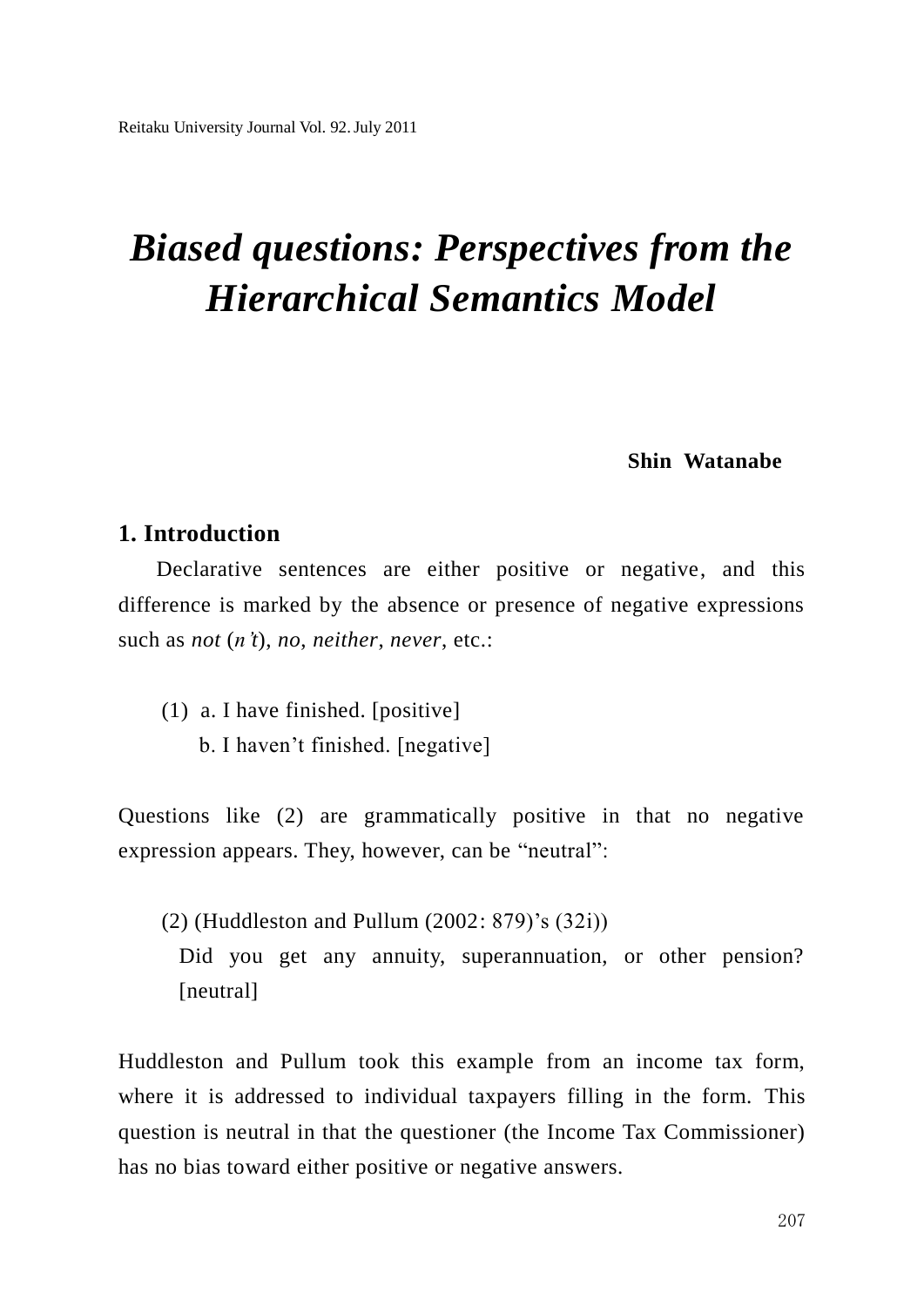# *Biased questions: Perspectives from the Hierarchical Semantics Model*

**Shin Watanabe**

## 1. Introduction

Declarative sentences are either positive or negative, and this difference is marked by the absence or presence of negative expressions such as *not* (*n't*), *no*, *neither*, *never*, etc.:

(1) a. I have finished. [positive]
b. I haven't finished. [negative]

Questions like (2) are grammatically positive in that no negative expression appears. They, however, can be "neutral":

(2) (Huddleston and Pullum (2002: 879)'s (32i))
Did you get any annuity, superannuation, or other pension? [neutral]

Huddleston and Pullum took this example from an income tax form, where it is addressed to individual taxpayers filling in the form. This question is neutral in that the questioner (the Income Tax Commissioner) has no bias toward either positive or negative answers.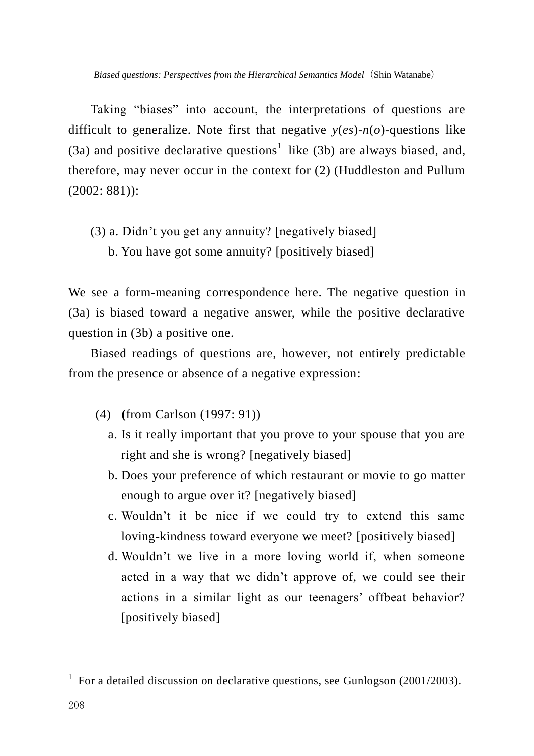Taking "biases" into account, the interpretations of questions are difficult to generalize. Note first that negative *y*(*es*)-*n*(*o*)-questions like (3a) and positive declarative questions[1] like (3b) are always biased, and, therefore, may never occur in the context for (2) (Huddleston and Pullum (2002: 881)):

(3) a. Didn't you get any annuity? [negatively biased]
  b. You have got some annuity? [positively biased]

We see a form-meaning correspondence here. The negative question in (3a) is biased toward a negative answer, while the positive declarative question in (3b) a positive one.

Biased readings of questions are, however, not entirely predictable from the presence or absence of a negative expression:

(4) **(**from Carlson (1997: 91))
  a. Is it really important that you prove to your spouse that you are right and she is wrong? [negatively biased]
  b. Does your preference of which restaurant or movie to go matter enough to argue over it? [negatively biased]
  c. Wouldn't it be nice if we could try to extend this same loving-kindness toward everyone we meet? [positively biased]
  d. Wouldn't we live in a more loving world if, when someone acted in a way that we didn't approve of, we could see their actions in a similar light as our teenagers' offbeat behavior? [positively biased]

---

[1] For a detailed discussion on declarative questions, see Gunlogson (2001/2003).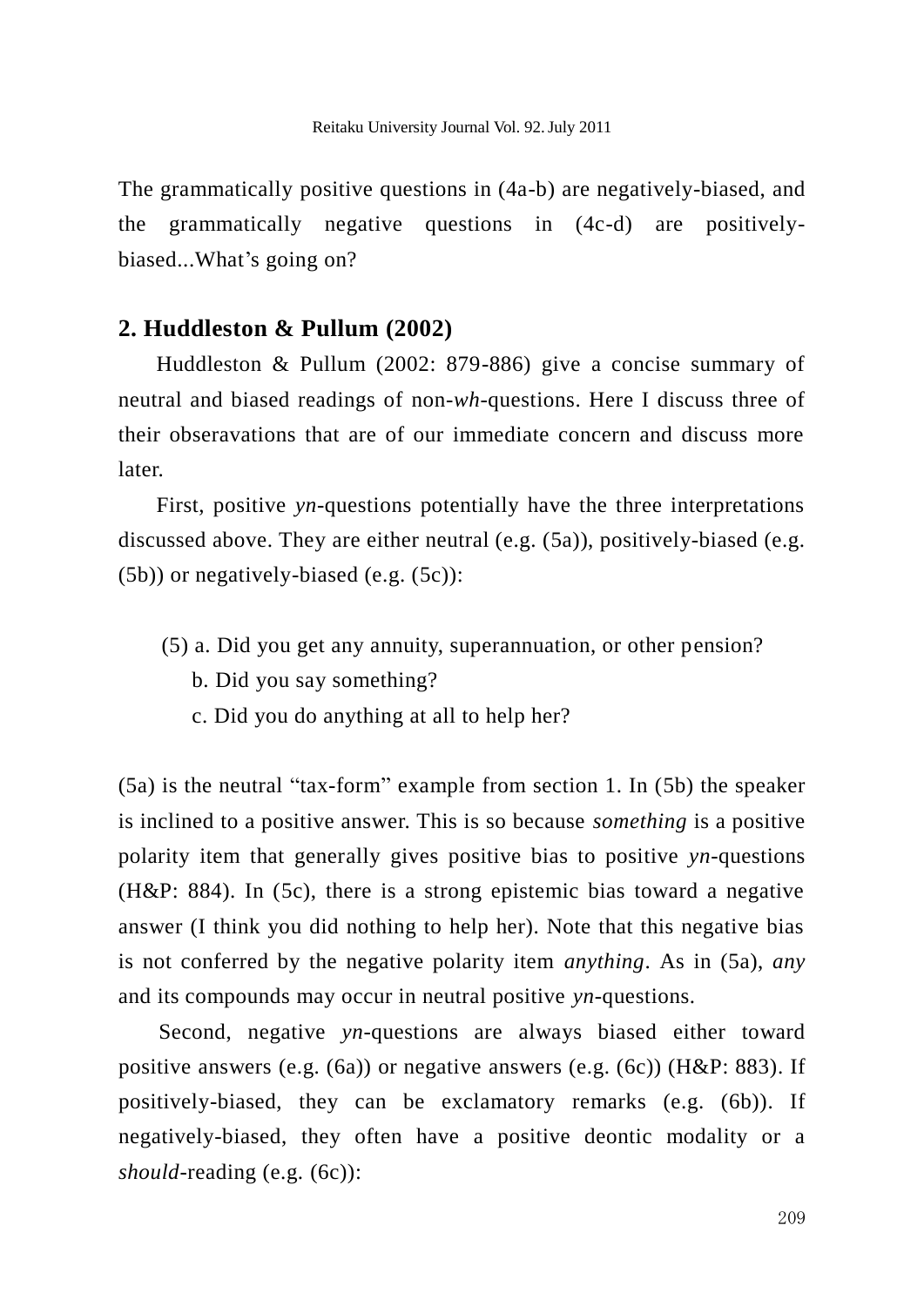The grammatically positive questions in (4a-b) are negatively-biased, and the grammatically negative questions in (4c-d) are positively-biased...What's going on?

## 2. Huddleston & Pullum (2002)

Huddleston & Pullum (2002: 879-886) give a concise summary of neutral and biased readings of non-*wh*-questions. Here I discuss three of their obseravations that are of our immediate concern and discuss more later.

First, positive *yn*-questions potentially have the three interpretations discussed above. They are either neutral (e.g. (5a)), positively-biased (e.g. (5b)) or negatively-biased (e.g. (5c)):

(5) a. Did you get any annuity, superannuation, or other pension?
   b. Did you say something?
   c. Did you do anything at all to help her?

(5a) is the neutral "tax-form" example from section 1. In (5b) the speaker is inclined to a positive answer. This is so because *something* is a positive polarity item that generally gives positive bias to positive *yn*-questions (H&P: 884). In (5c), there is a strong epistemic bias toward a negative answer (I think you did nothing to help her). Note that this negative bias is not conferred by the negative polarity item *anything*. As in (5a), *any* and its compounds may occur in neutral positive *yn*-questions.

Second, negative *yn*-questions are always biased either toward positive answers (e.g. (6a)) or negative answers (e.g. (6c)) (H&P: 883). If positively-biased, they can be exclamatory remarks (e.g. (6b)). If negatively-biased, they often have a positive deontic modality or a *should*-reading (e.g. (6c)):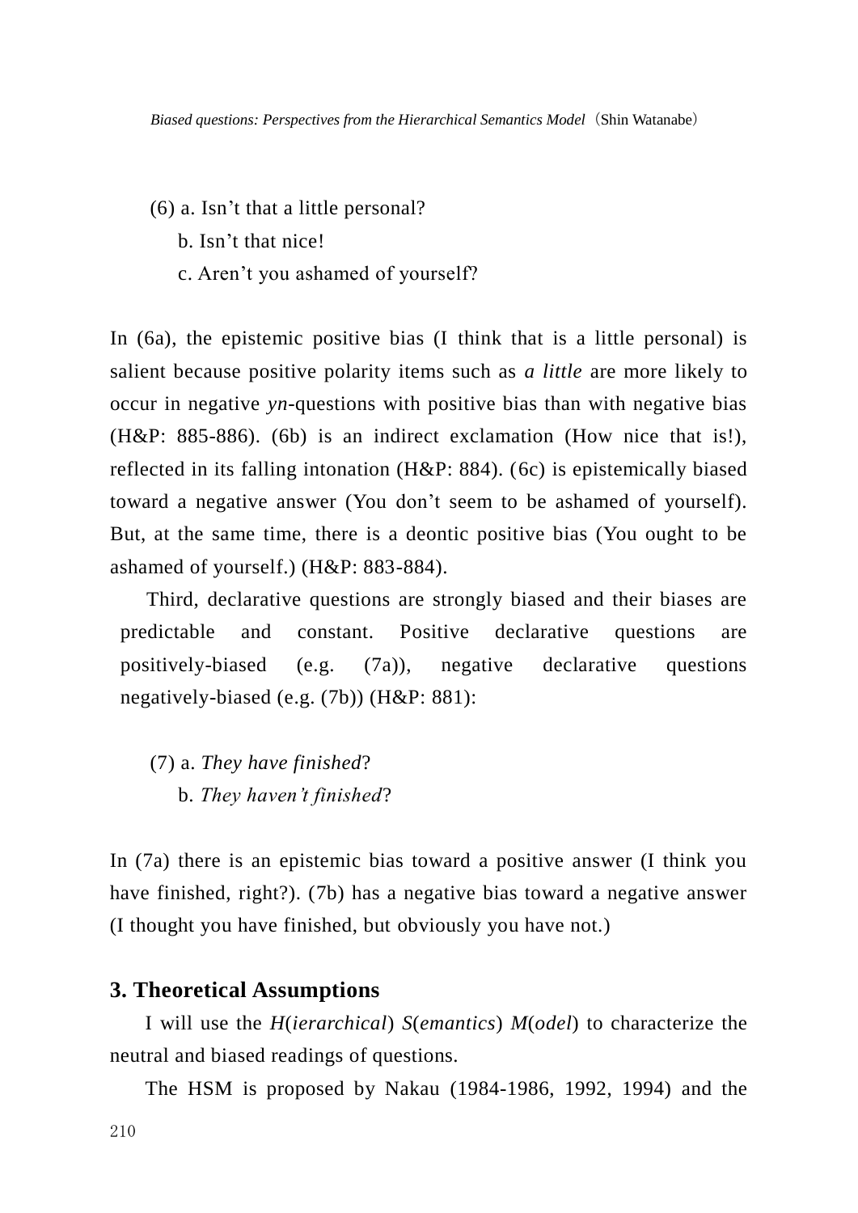(6) a. Isn’t that a little personal?

b. Isn’t that nice!

c. Aren’t you ashamed of yourself?

In (6a), the epistemic positive bias (I think that is a little personal) is salient because positive polarity items such as *a little* are more likely to occur in negative *yn*-questions with positive bias than with negative bias (H&P: 885-886). (6b) is an indirect exclamation (How nice that is!), reflected in its falling intonation (H&P: 884). (6c) is epistemically biased toward a negative answer (You don’t seem to be ashamed of yourself). But, at the same time, there is a deontic positive bias (You ought to be ashamed of yourself.) (H&P: 883-884).

Third, declarative questions are strongly biased and their biases are predictable and constant. Positive declarative questions are positively-biased (e.g. (7a)), negative declarative questions negatively-biased (e.g. (7b)) (H&P: 881):

(7) a. *They have finished*?

b. *They haven’t finished*?

In (7a) there is an epistemic bias toward a positive answer (I think you have finished, right?). (7b) has a negative bias toward a negative answer (I thought you have finished, but obviously you have not.)

## 3. Theoretical Assumptions

I will use the *H*(*ierarchical*) *S*(*emantics*) *M*(*odel*) to characterize the neutral and biased readings of questions.

The HSM is proposed by Nakau (1984-1986, 1992, 1994) and the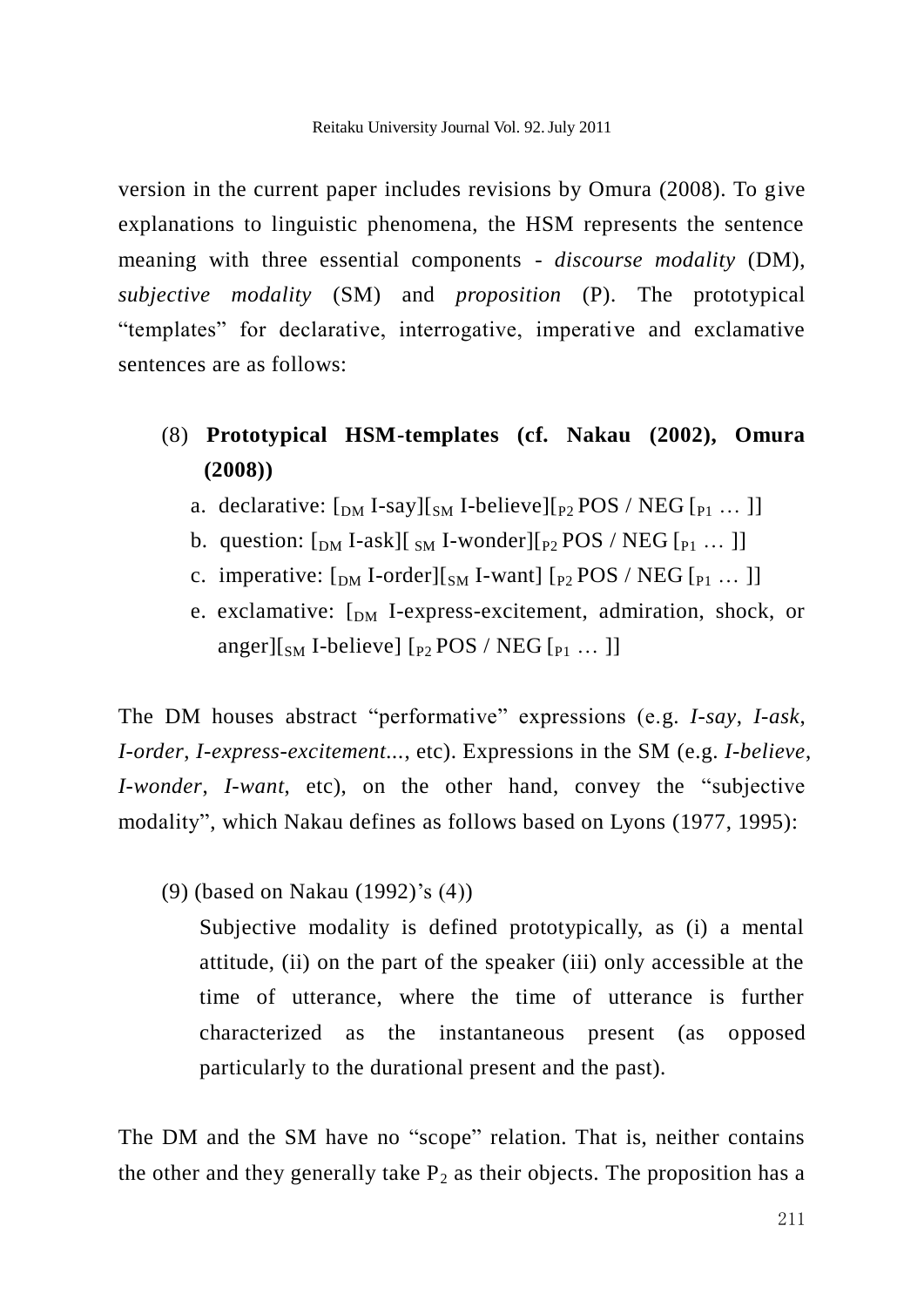version in the current paper includes revisions by Omura (2008). To give explanations to linguistic phenomena, the HSM represents the sentence meaning with three essential components - *discourse modality* (DM), *subjective modality* (SM) and *proposition* (P). The prototypical "templates" for declarative, interrogative, imperative and exclamative sentences are as follows:

(8) **Prototypical HSM-templates (cf. Nakau (2002), Omura (2008))**

a. declarative: [$_{DM}$ I-say][$_{SM}$ I-believe][$_{P2}$ POS / NEG [$_{P1}$ … ]]

b. question: [$_{DM}$ I-ask][ $_{SM}$ I-wonder][$_{P2}$ POS / NEG [$_{P1}$ … ]]

c. imperative: [$_{DM}$ I-order][$_{SM}$ I-want] [$_{P2}$ POS / NEG [$_{P1}$ … ]]

e. exclamative: [$_{DM}$ I-express-excitement, admiration, shock, or anger][$_{SM}$ I-believe] [$_{P2}$ POS / NEG [$_{P1}$ … ]]

The DM houses abstract "performative" expressions (e.g. *I-say*, *I-ask*, *I-order*, *I-express-excitement...*, etc). Expressions in the SM (e.g. *I-believe*, *I-wonder*, *I-want*, etc), on the other hand, convey the "subjective modality", which Nakau defines as follows based on Lyons (1977, 1995):

(9) (based on Nakau (1992)'s (4))

Subjective modality is defined prototypically, as (i) a mental attitude, (ii) on the part of the speaker (iii) only accessible at the time of utterance, where the time of utterance is further characterized as the instantaneous present (as opposed particularly to the durational present and the past).

The DM and the SM have no "scope" relation. That is, neither contains the other and they generally take $P_2$ as their objects. The proposition has a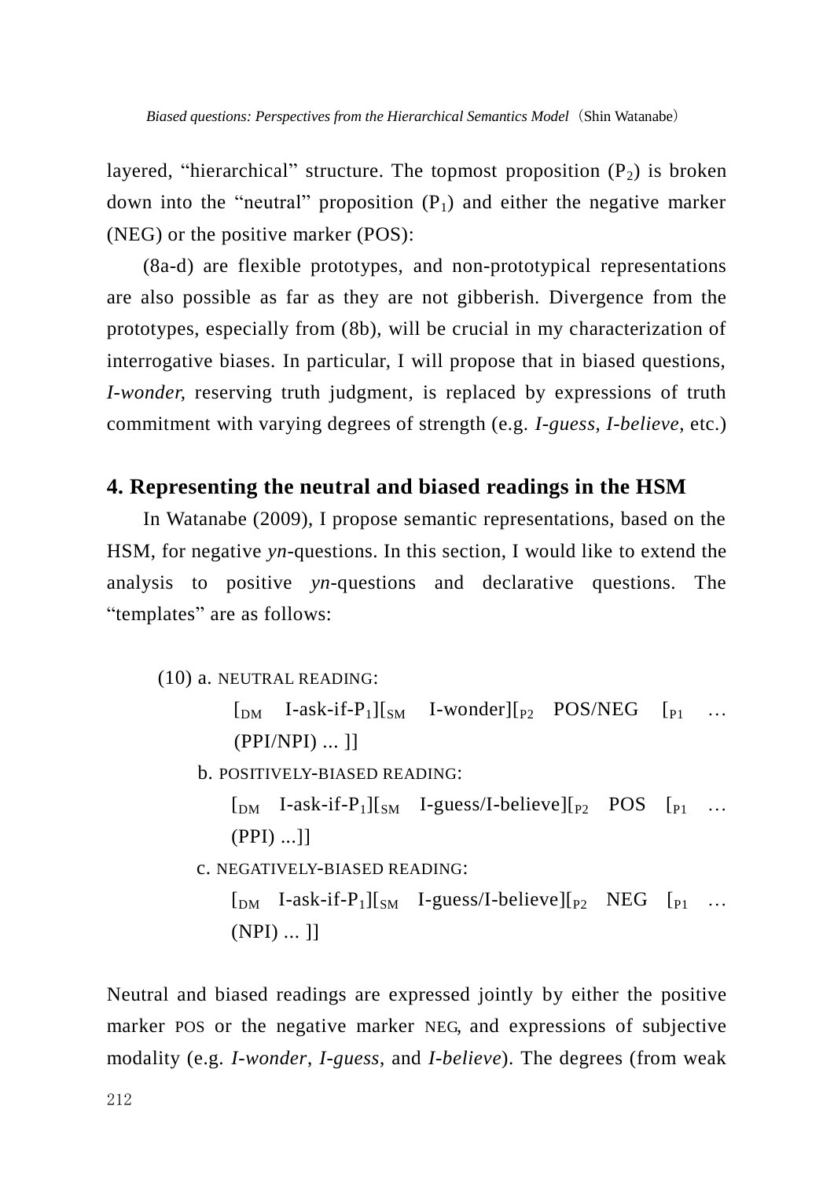layered, "hierarchical" structure. The topmost proposition ($P_2$) is broken down into the "neutral" proposition ($P_1$) and either the negative marker (NEG) or the positive marker (POS):

(8a-d) are flexible prototypes, and non-prototypical representations are also possible as far as they are not gibberish. Divergence from the prototypes, especially from (8b), will be crucial in my characterization of interrogative biases. In particular, I will propose that in biased questions, *I-wonder,* reserving truth judgment, is replaced by expressions of truth commitment with varying degrees of strength (e.g. *I-guess*, *I-believe*, etc.)

## 4. Representing the neutral and biased readings in the HSM

In Watanabe (2009), I propose semantic representations, based on the HSM, for negative *yn*-questions. In this section, I would like to extend the analysis to positive *yn*-questions and declarative questions. The "templates" are as follows:

(10) a. NEUTRAL READING:

[$_{DM}$ I-ask-if-$P_1$][$_{SM}$ I-wonder][$_{P2}$ POS/NEG [$_{P1}$ … (PPI/NPI) ... ]]

b. POSITIVELY-BIASED READING:

[$_{DM}$ I-ask-if-$P_1$][$_{SM}$ I-guess/I-believe][$_{P2}$ POS [$_{P1}$ … (PPI) ...]]

c. NEGATIVELY-BIASED READING:

[$_{DM}$ I-ask-if-$P_1$][$_{SM}$ I-guess/I-believe][$_{P2}$ NEG [$_{P1}$ … (NPI) ... ]]

Neutral and biased readings are expressed jointly by either the positive marker POS or the negative marker NEG, and expressions of subjective modality (e.g. *I-wonder*, *I-guess*, and *I-believe*). The degrees (from weak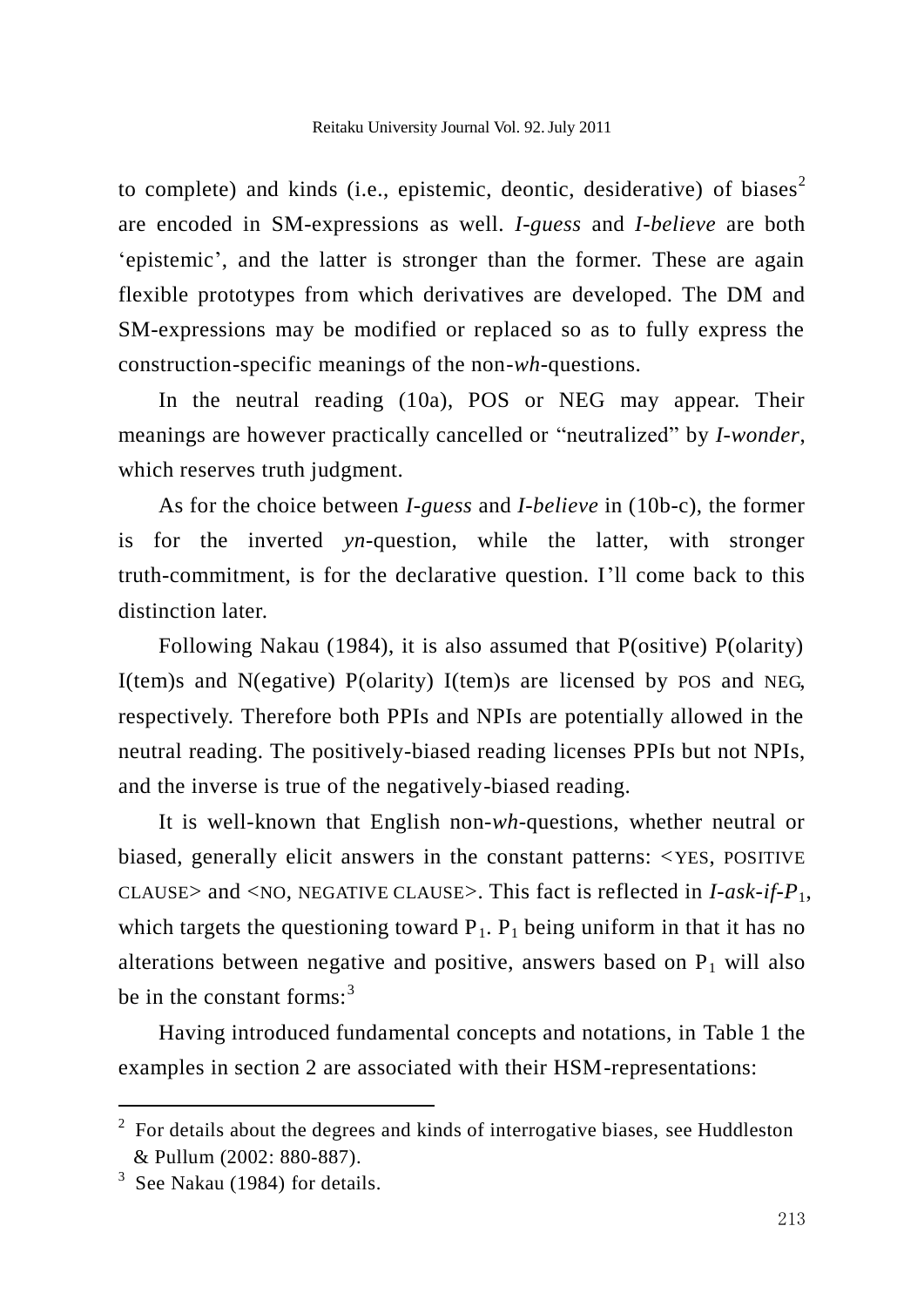to complete) and kinds (i.e., epistemic, deontic, desiderative) of biases[2] are encoded in SM-expressions as well. *I-guess* and *I-believe* are both 'epistemic', and the latter is stronger than the former. These are again flexible prototypes from which derivatives are developed. The DM and SM-expressions may be modified or replaced so as to fully express the construction-specific meanings of the non-*wh*-questions.

In the neutral reading (10a), POS or NEG may appear. Their meanings are however practically cancelled or "neutralized" by *I-wonder*, which reserves truth judgment.

As for the choice between *I-guess* and *I-believe* in (10b-c), the former is for the inverted *yn*-question, while the latter, with stronger truth-commitment, is for the declarative question. I'll come back to this distinction later.

Following Nakau (1984), it is also assumed that P(ositive) P(olarity) I(tem)s and N(egative) P(olarity) I(tem)s are licensed by POS and NEG, respectively. Therefore both PPIs and NPIs are potentially allowed in the neutral reading. The positively-biased reading licenses PPIs but not NPIs, and the inverse is true of the negatively-biased reading.

It is well-known that English non-*wh*-questions, whether neutral or biased, generally elicit answers in the constant patterns: <YES, POSITIVE CLAUSE> and <NO, NEGATIVE CLAUSE>. This fact is reflected in *I-ask-if-*$P_1$, which targets the questioning toward $P_1$. $P_1$ being uniform in that it has no alterations between negative and positive, answers based on $P_1$ will also be in the constant forms:[3]

Having introduced fundamental concepts and notations, in Table 1 the examples in section 2 are associated with their HSM-representations:

---

[2] For details about the degrees and kinds of interrogative biases, see Huddleston & Pullum (2002: 880-887).

[3] See Nakau (1984) for details.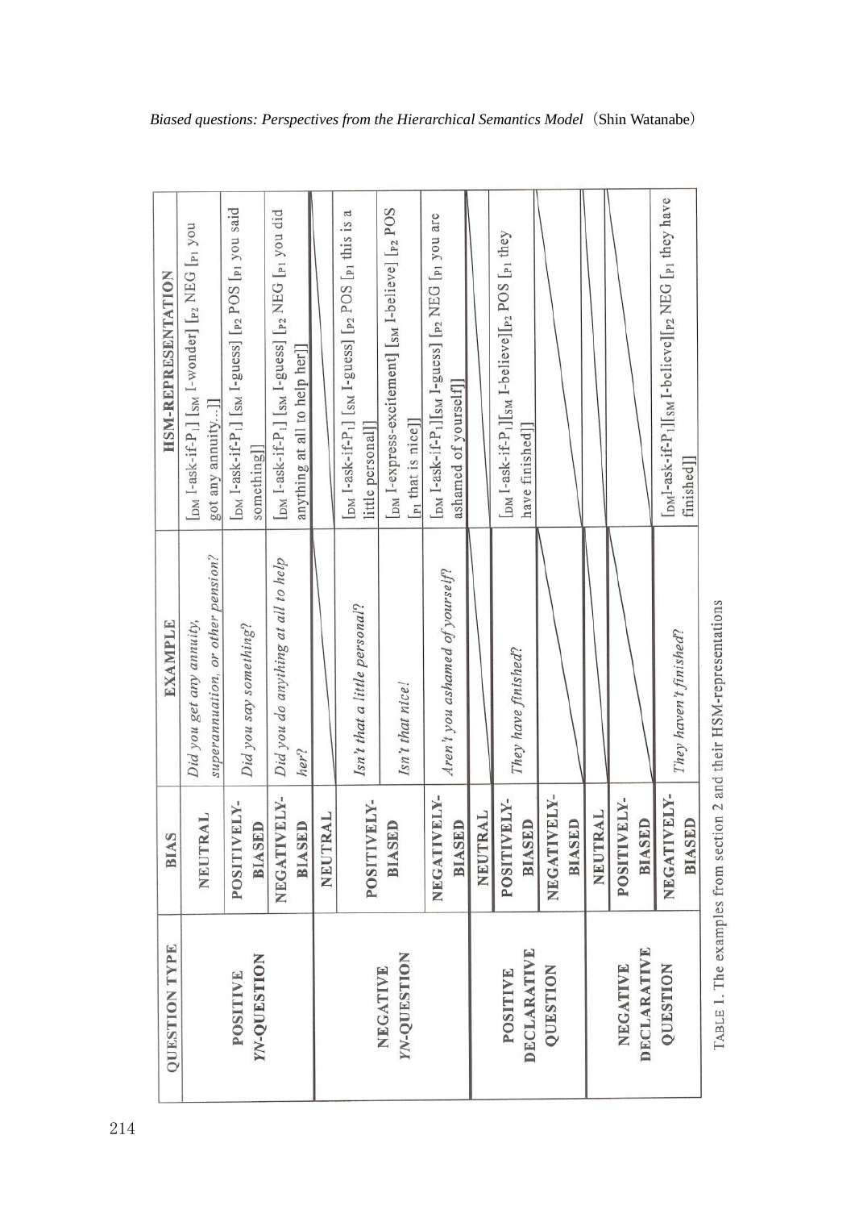| QUESTION TYPE | BIAS | EXAMPLE | HSM-REPRESENTATION |
|---|---|---|---|
| POSITIVE *YN*-QUESTION | NEUTRAL | *Did you get any annuity, superannuation, or other pension?* | [$_{DM}$ I-ask-if-P$_1$] [$_{SM}$ I-wonder] [$_{P2}$ NEG [$_{P1}$ you got any annuity…]] |
| | POSITIVELY-BIASED | *Did you say something?* | [$_{DM}$ I-ask-if-P$_1$] [$_{SM}$ I-guess] [$_{P2}$ POS [$_{P1}$ you said something]] |
| | NEGATIVELY-BIASED | *Did you do anything at all to help her?* | [$_{DM}$ I-ask-if-P$_1$] [$_{SM}$ I-guess] [$_{P2}$ NEG [$_{P1}$ you did anything at all to help her]] |
| NEGATIVE *YN*-QUESTION | NEUTRAL | | |
| | POSITIVELY-BIASED | *Isn't that a little personal?* | [$_{DM}$ I-ask-if-P$_1$] [$_{SM}$ I-guess] [$_{P2}$ POS [$_{P1}$ this is a little personal]] |
| | | *Isn't that nice!* | [$_{DM}$ I-express-excitement] [$_{SM}$ I-believe] [$_{P2}$ POS [$_{P1}$ that is nice]] |
| | NEGATIVELY-BIASED | *Aren't you ashamed of yourself?* | [$_{DM}$ I-ask-if-P$_1$][$_{SM}$ I-guess] [$_{P2}$ NEG [$_{P1}$ you are ashamed of yourself]] |
| POSITIVE DECLARATIVE QUESTION | NEUTRAL | | |
| | POSITIVELY-BIASED | *They have finished?* | [$_{DM}$ I-ask-if-P$_1$][$_{SM}$ I-believe][$_{P2}$ POS [$_{P1}$ they have finished]] |
| | NEGATIVELY-BIASED | | |
| NEGATIVE DECLARATIVE QUESTION | NEUTRAL | | |
| | POSITIVELY-BIASED | | |
| | NEGATIVELY-BIASED | *They haven't finished?* | [$_{DM}$I-ask-if-P$_1$][$_{SM}$ I-believe][$_{P2}$ NEG [$_{P1}$ they have finished]] |

TABLE 1. The examples from section 2 and their HSM-representations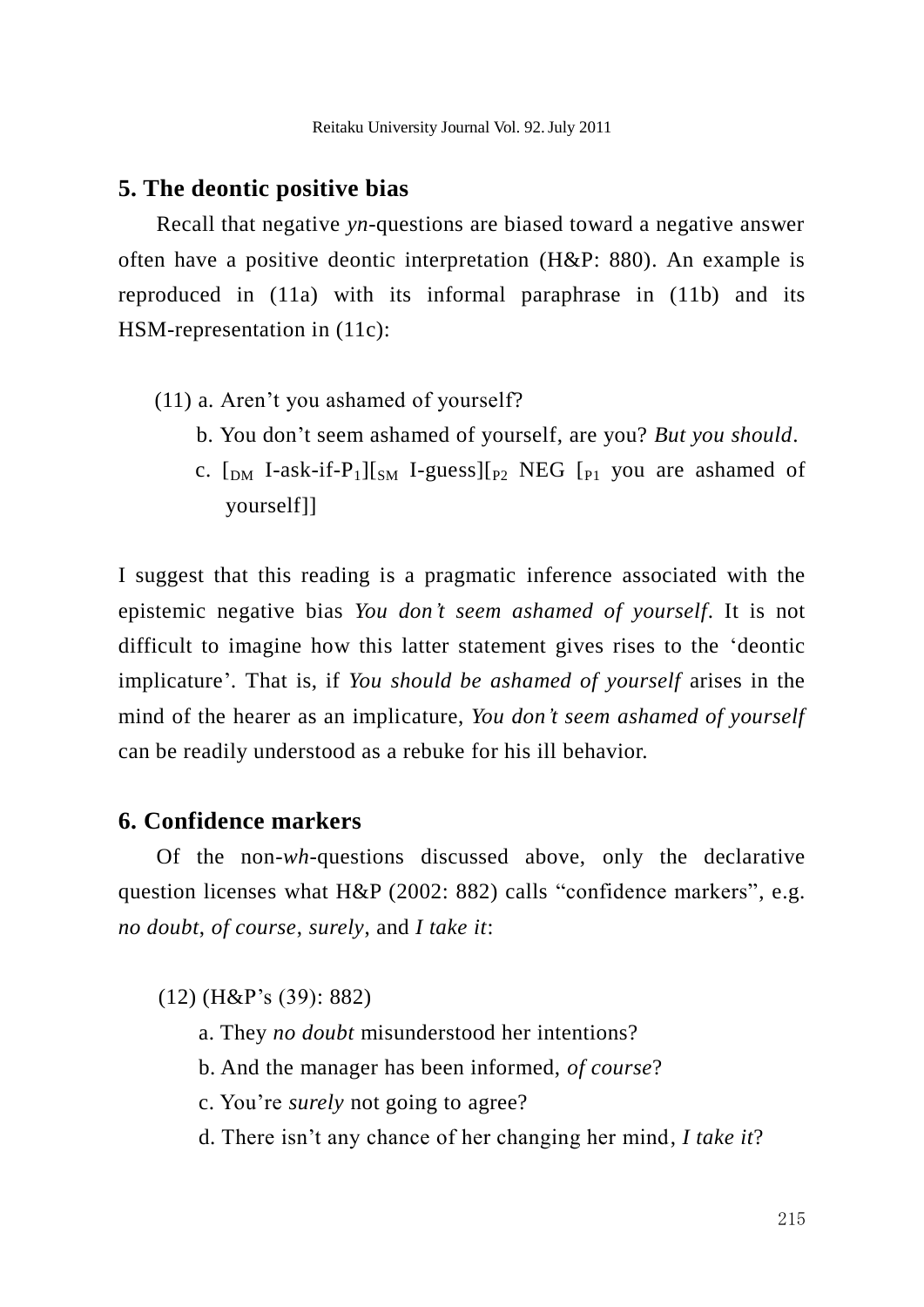## 5. The deontic positive bias

Recall that negative *yn*-questions are biased toward a negative answer often have a positive deontic interpretation (H&P: 880). An example is reproduced in (11a) with its informal paraphrase in (11b) and its HSM-representation in (11c):

(11) a. Aren't you ashamed of yourself?

b. You don't seem ashamed of yourself, are you? *But you should*.

c. [$_{DM}$ I-ask-if-P$_1$][$_{SM}$ I-guess][$_{P2}$ NEG [$_{P1}$ you are ashamed of yourself]]

I suggest that this reading is a pragmatic inference associated with the epistemic negative bias *You don't seem ashamed of yourself*. It is not difficult to imagine how this latter statement gives rises to the 'deontic implicature'. That is, if *You should be ashamed of yourself* arises in the mind of the hearer as an implicature, *You don't seem ashamed of yourself* can be readily understood as a rebuke for his ill behavior.

## 6. Confidence markers

Of the non-*wh*-questions discussed above, only the declarative question licenses what H&P (2002: 882) calls "confidence markers", e.g. *no doubt*, *of course*, *surely*, and *I take it*:

(12) (H&P's (39): 882)

a. They *no doubt* misunderstood her intentions?

b. And the manager has been informed, *of course*?

c. You're *surely* not going to agree?

d. There isn't any chance of her changing her mind, *I take it*?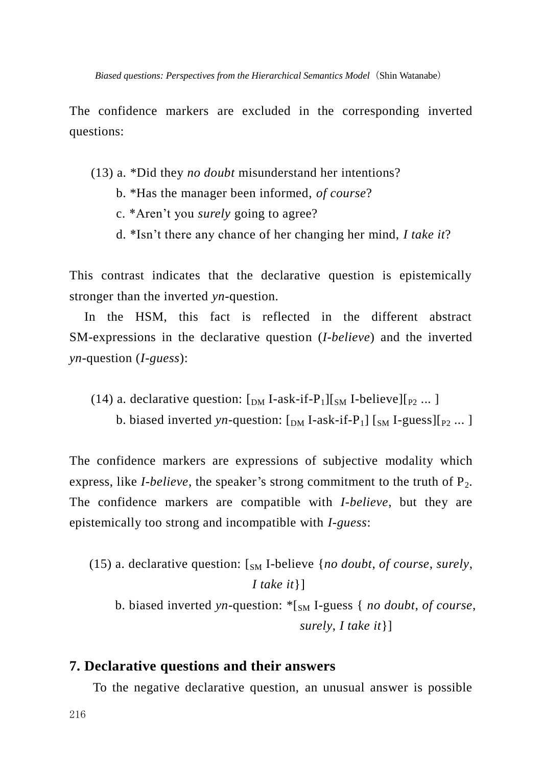The confidence markers are excluded in the corresponding inverted questions:

(13) a. *Did they *no doubt* misunderstand her intentions?

b. *Has the manager been informed, *of course*?

c. *Aren't you *surely* going to agree?

d. *Isn't there any chance of her changing her mind, *I take it*?

This contrast indicates that the declarative question is epistemically stronger than the inverted *yn*-question.

In the HSM, this fact is reflected in the different abstract SM-expressions in the declarative question (*I-believe*) and the inverted *yn*-question (*I-guess*):

(14) a. declarative question: [$_{DM}$ I-ask-if-$P_1$][$_{SM}$ I-believe][$_{P2}$ ... ]

b. biased inverted *yn*-question: [$_{DM}$ I-ask-if-$P_1$] [$_{SM}$ I-guess][$_{P2}$ ... ]

The confidence markers are expressions of subjective modality which express, like *I-believe*, the speaker's strong commitment to the truth of $P_2$. The confidence markers are compatible with *I-believe*, but they are epistemically too strong and incompatible with *I-guess*:

(15) a. declarative question: [$_{SM}$ I-believe {*no doubt*, *of course*, *surely*, *I take it*}]

b. biased inverted *yn*-question: *[$_{SM}$ I-guess { *no doubt*, *of course*, *surely*, *I take it*}]

## 7. Declarative questions and their answers

To the negative declarative question, an unusual answer is possible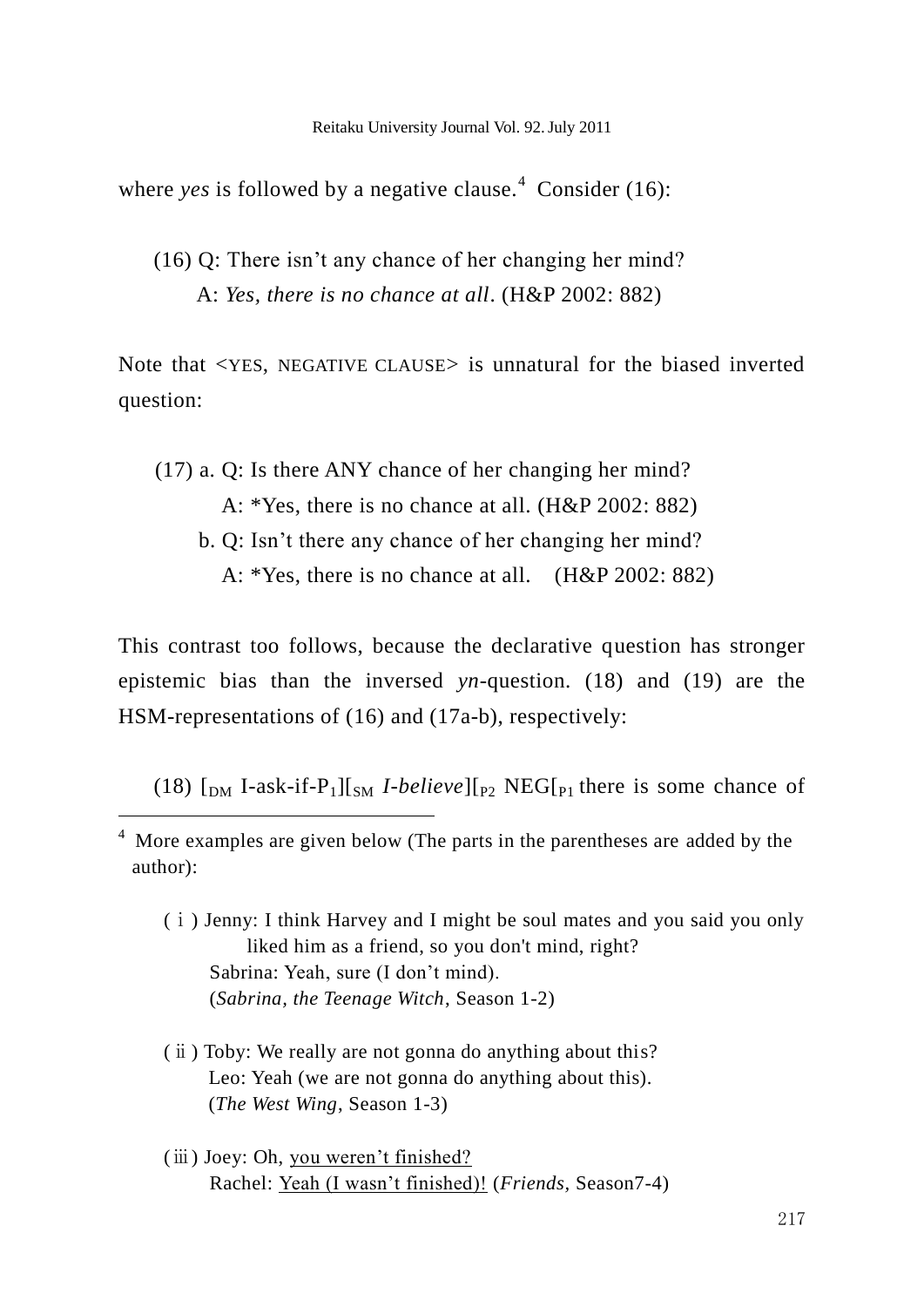where *yes* is followed by a negative clause.[4] Consider (16):

(16) Q: There isn't any chance of her changing her mind?
  A: *Yes, there is no chance at all*. (H&P 2002: 882)

Note that <YES, NEGATIVE CLAUSE> is unnatural for the biased inverted question:

(17) a. Q: Is there ANY chance of her changing her mind?
   A: *Yes, there is no chance at all. (H&P 2002: 882)
  b. Q: Isn't there any chance of her changing her mind?
   A: *Yes, there is no chance at all.  (H&P 2002: 882)

This contrast too follows, because the declarative question has stronger epistemic bias than the inversed *yn*-question. (18) and (19) are the HSM-representations of (16) and (17a-b), respectively:

(18) [$_{\text{DM}}$ I-ask-if-$\text{P}_1$][$_{\text{SM}}$ *I-believe*][$_{\text{P2}}$ NEG[$_{\text{P1}}$ there is some chance of

---

[4] More examples are given below (The parts in the parentheses are added by the author):

(i) Jenny: I think Harvey and I might be soul mates and you said you only liked him as a friend, so you don't mind, right?
  Sabrina: Yeah, sure (I don't mind).
  (*Sabrina, the Teenage Witch*, Season 1-2)

(ii) Toby: We really are not gonna do anything about this?
  Leo: Yeah (we are not gonna do anything about this).
  (*The West Wing*, Season 1-3)

(iii) Joey: Oh, <u>you weren't finished?</u>
  Rachel: <u>Yeah (I wasn't finished)!</u> (*Friends*, Season7-4)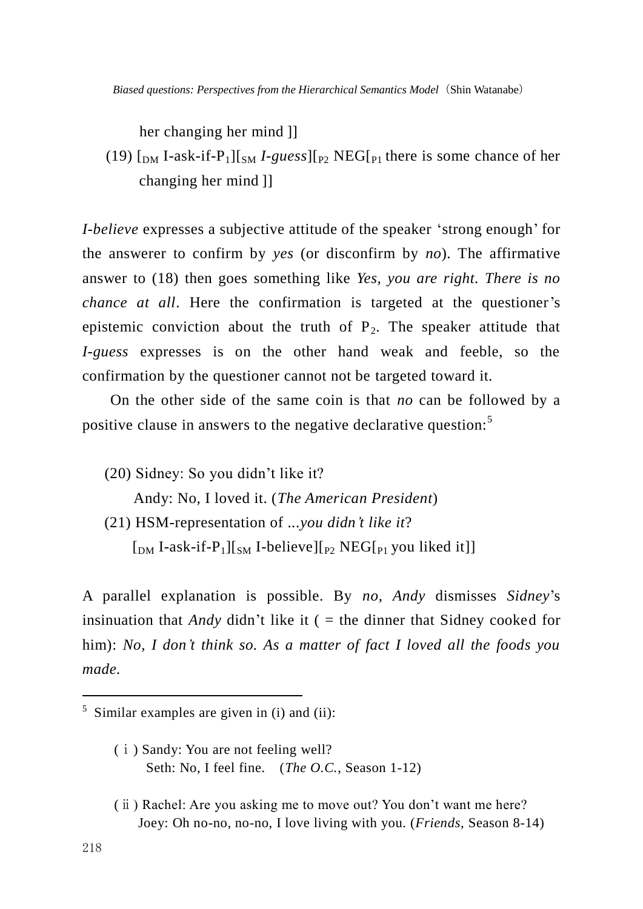her changing her mind ]]

(19) [$_{\text{DM}}$ I-ask-if-P$_1$][$_{\text{SM}}$ *I-guess*][$_{\text{P2}}$ NEG[$_{\text{P1}}$ there is some chance of her changing her mind ]]

*I-believe* expresses a subjective attitude of the speaker 'strong enough' for the answerer to confirm by *yes* (or disconfirm by *no*). The affirmative answer to (18) then goes something like *Yes, you are right. There is no chance at all*. Here the confirmation is targeted at the questioner's epistemic conviction about the truth of P$_2$. The speaker attitude that *I-guess* expresses is on the other hand weak and feeble, so the confirmation by the questioner cannot not be targeted toward it.

On the other side of the same coin is that *no* can be followed by a positive clause in answers to the negative declarative question:[5]

(20) Sidney: So you didn't like it?
Andy: No, I loved it. (*The American President*)

(21) HSM-representation of *...you didn't like it*?
[$_{\text{DM}}$ I-ask-if-P$_1$][$_{\text{SM}}$ I-believe][$_{\text{P2}}$ NEG[$_{\text{P1}}$ you liked it]]

A parallel explanation is possible. By *no*, *Andy* dismisses *Sidney*'s insinuation that *Andy* didn't like it ( = the dinner that Sidney cooked for him): *No, I don't think so. As a matter of fact I loved all the foods you made.*

---

[5] Similar examples are given in (i) and (ii):

(ⅰ) Sandy: You are not feeling well?
Seth: No, I feel fine. (*The O.C.*, Season 1-12)

(ⅱ) Rachel: Are you asking me to move out? You don't want me here?
Joey: Oh no-no, no-no, I love living with you. (*Friends*, Season 8-14)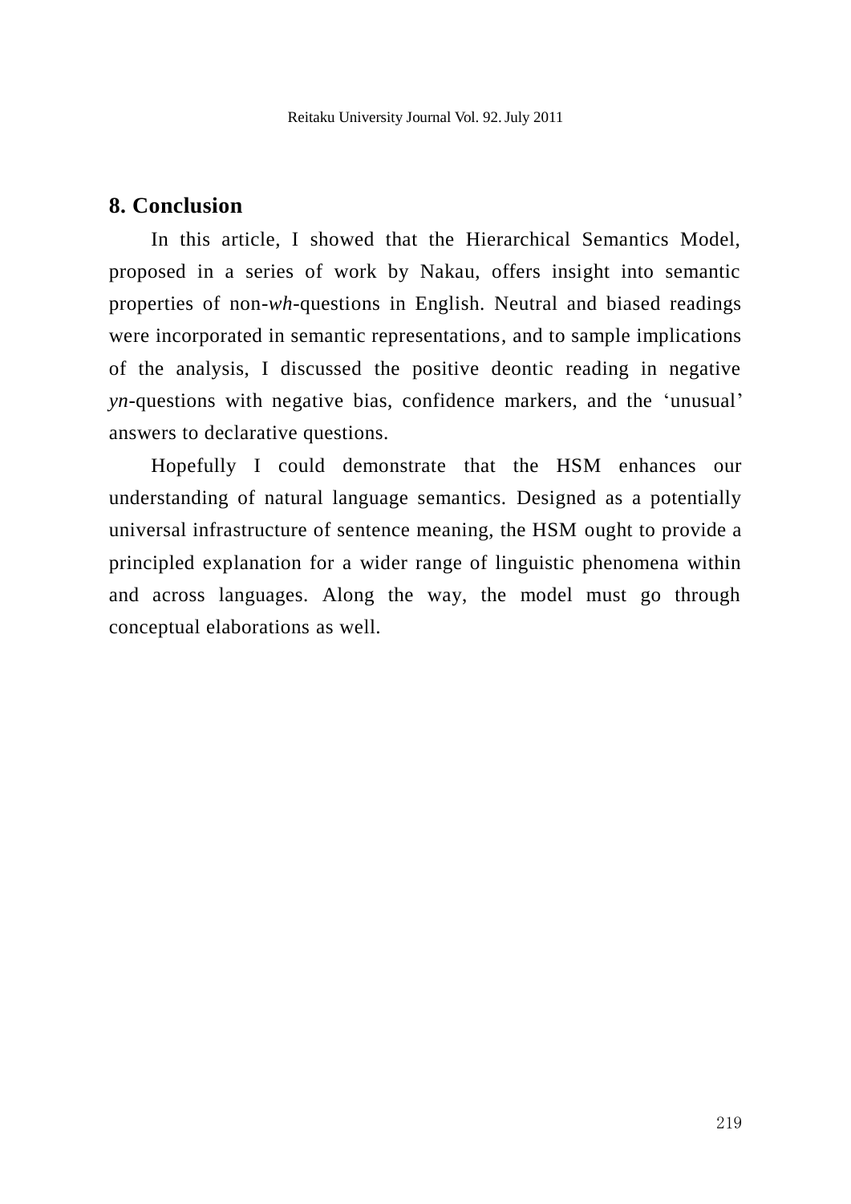## 8. Conclusion

In this article, I showed that the Hierarchical Semantics Model, proposed in a series of work by Nakau, offers insight into semantic properties of non-*wh*-questions in English. Neutral and biased readings were incorporated in semantic representations, and to sample implications of the analysis, I discussed the positive deontic reading in negative *yn*-questions with negative bias, confidence markers, and the 'unusual' answers to declarative questions.

Hopefully I could demonstrate that the HSM enhances our understanding of natural language semantics. Designed as a potentially universal infrastructure of sentence meaning, the HSM ought to provide a principled explanation for a wider range of linguistic phenomena within and across languages. Along the way, the model must go through conceptual elaborations as well.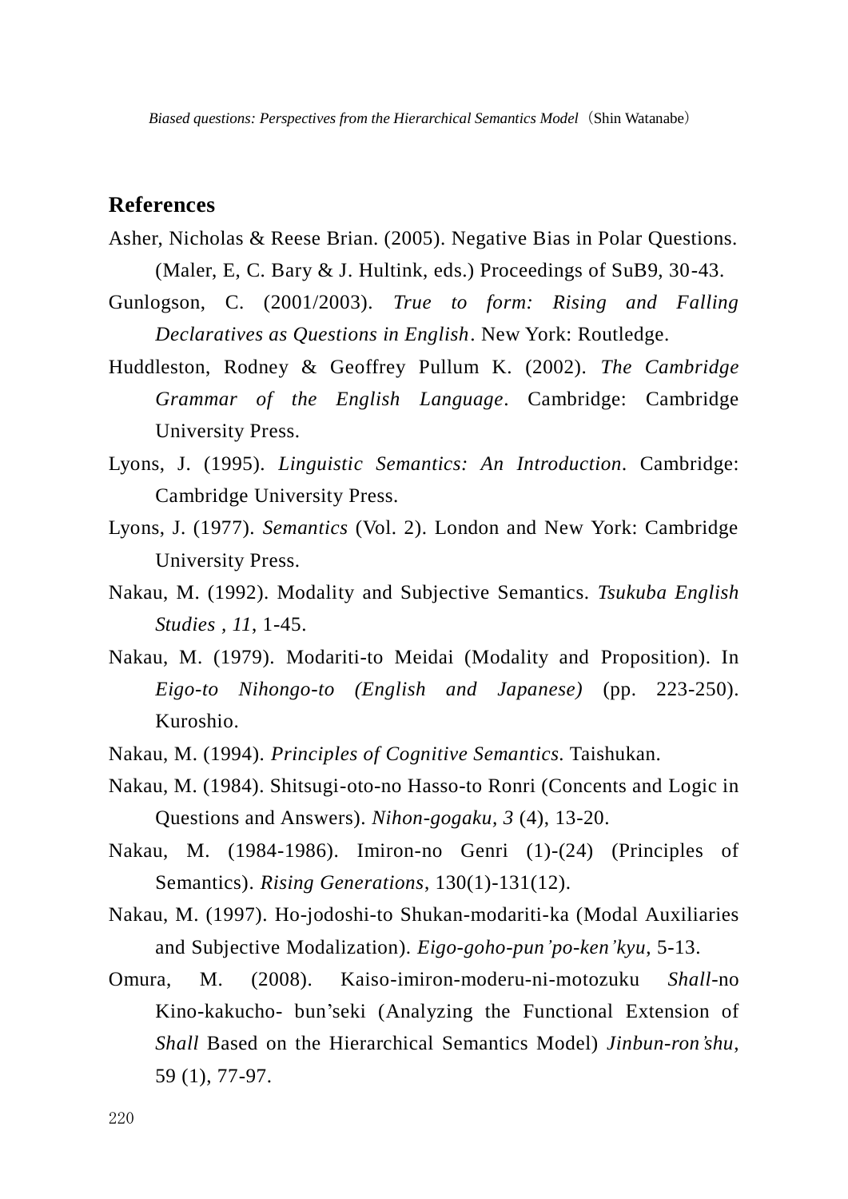## References

Asher, Nicholas & Reese Brian. (2005). Negative Bias in Polar Questions. (Maler, E, C. Bary & J. Hultink, eds.) Proceedings of SuB9, 30-43.

Gunlogson, C. (2001/2003). *True to form: Rising and Falling Declaratives as Questions in English*. New York: Routledge.

Huddleston, Rodney & Geoffrey Pullum K. (2002). *The Cambridge Grammar of the English Language*. Cambridge: Cambridge University Press.

Lyons, J. (1995). *Linguistic Semantics: An Introduction*. Cambridge: Cambridge University Press.

Lyons, J. (1977). *Semantics* (Vol. 2). London and New York: Cambridge University Press.

Nakau, M. (1992). Modality and Subjective Semantics. *Tsukuba English Studies , 11*, 1-45.

Nakau, M. (1979). Modariti-to Meidai (Modality and Proposition). In *Eigo-to Nihongo-to (English and Japanese)* (pp. 223-250). Kuroshio.

Nakau, M. (1994). *Principles of Cognitive Semantics*. Taishukan.

Nakau, M. (1984). Shitsugi-oto-no Hasso-to Ronri (Concents and Logic in Questions and Answers). *Nihon-gogaku, 3* (4), 13-20.

Nakau, M. (1984-1986). Imiron-no Genri (1)-(24) (Principles of Semantics). *Rising Generations*, 130(1)-131(12).

Nakau, M. (1997). Ho-jodoshi-to Shukan-modariti-ka (Modal Auxiliaries and Subjective Modalization). *Eigo-goho-pun'po-ken'kyu*, 5-13.

Omura, M. (2008). Kaiso-imiron-moderu-ni-motozuku *Shall*-no Kino-kakucho- bun'seki (Analyzing the Functional Extension of *Shall* Based on the Hierarchical Semantics Model) *Jinbun-ron'shu*, 59 (1), 77-97.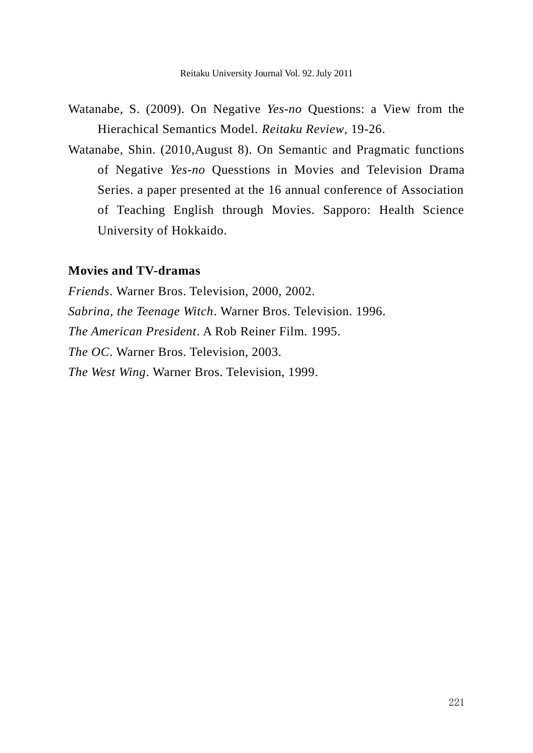Watanabe, S. (2009). On Negative *Yes-no* Questions: a View from the Hierachical Semantics Model. *Reitaku Review*, 19-26.

Watanabe, Shin. (2010,August 8). On Semantic and Pragmatic functions of Negative *Yes-no* Quesstions in Movies and Television Drama Series. a paper presented at the 16 annual conference of Association of Teaching English through Movies. Sapporo: Health Science University of Hokkaido.

**Movies and TV-dramas**

*Friends*. Warner Bros. Television, 2000, 2002.

*Sabrina, the Teenage Witch*. Warner Bros. Television. 1996.

*The American President*. A Rob Reiner Film. 1995.

*The OC*. Warner Bros. Television, 2003.

*The West Wing*. Warner Bros. Television, 1999.